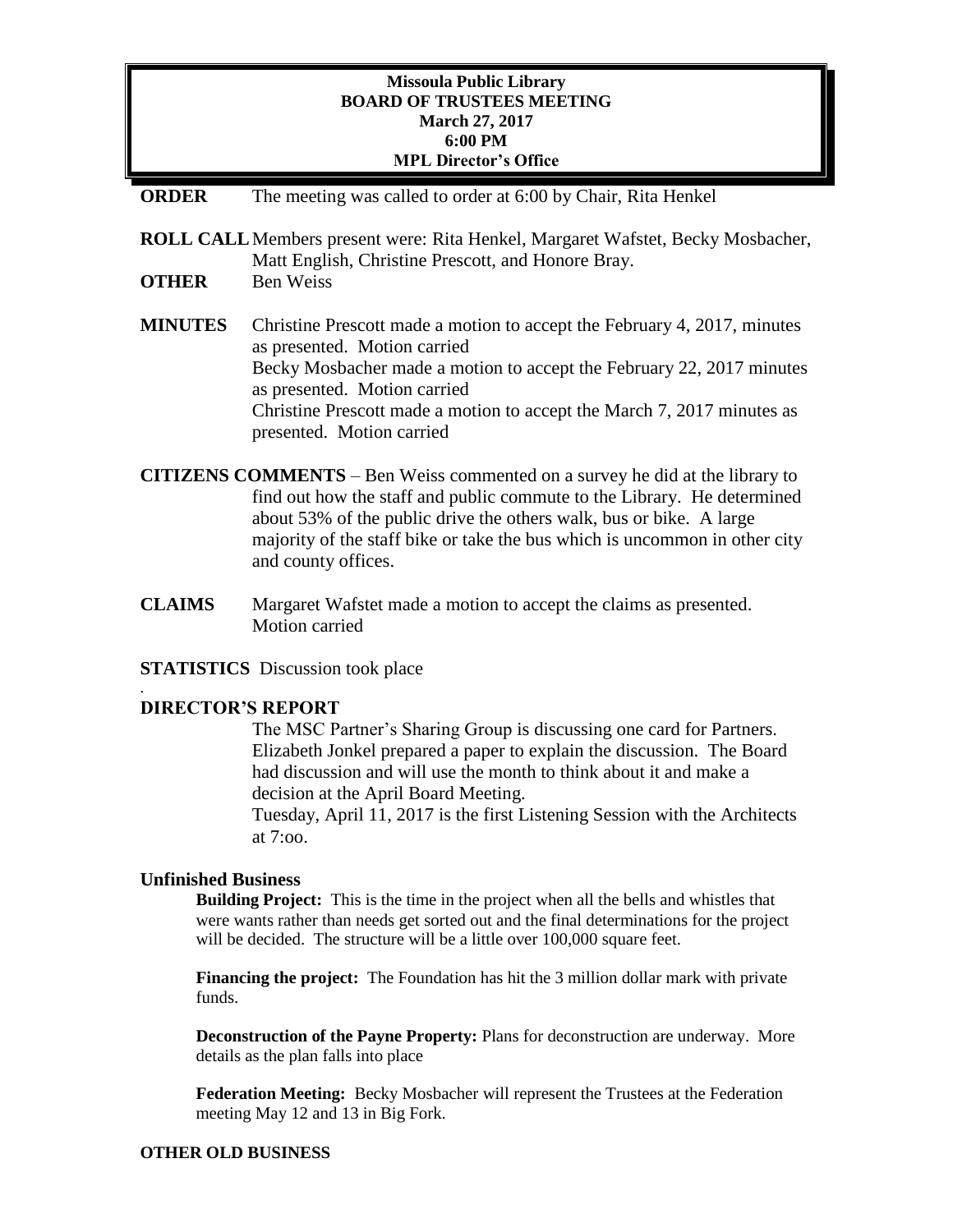**Missoula Public Library**
**BOARD OF TRUSTEES MEETING**
**March 27, 2017**
**6:00 PM**
**MPL Director's Office**

**ORDER** The meeting was called to order at 6:00 by Chair, Rita Henkel

**ROLL CALL** Members present were: Rita Henkel, Margaret Wafstet, Becky Mosbacher, Matt English, Christine Prescott, and Honore Bray.

**OTHER** Ben Weiss

**MINUTES** Christine Prescott made a motion to accept the February 4, 2017, minutes as presented. Motion carried
Becky Mosbacher made a motion to accept the February 22, 2017 minutes as presented. Motion carried
Christine Prescott made a motion to accept the March 7, 2017 minutes as presented. Motion carried

**CITIZENS COMMENTS** – Ben Weiss commented on a survey he did at the library to find out how the staff and public commute to the Library. He determined about 53% of the public drive the others walk, bus or bike. A large majority of the staff bike or take the bus which is uncommon in other city and county offices.

**CLAIMS** Margaret Wafstet made a motion to accept the claims as presented. Motion carried

**STATISTICS** Discussion took place

.

**DIRECTOR'S REPORT**

The MSC Partner's Sharing Group is discussing one card for Partners. Elizabeth Jonkel prepared a paper to explain the discussion. The Board had discussion and will use the month to think about it and make a decision at the April Board Meeting.
Tuesday, April 11, 2017 is the first Listening Session with the Architects at 7:oo.

**Unfinished Business**

**Building Project:** This is the time in the project when all the bells and whistles that were wants rather than needs get sorted out and the final determinations for the project will be decided. The structure will be a little over 100,000 square feet.

**Financing the project:** The Foundation has hit the 3 million dollar mark with private funds.

**Deconstruction of the Payne Property:** Plans for deconstruction are underway. More details as the plan falls into place

**Federation Meeting:** Becky Mosbacher will represent the Trustees at the Federation meeting May 12 and 13 in Big Fork.

**OTHER OLD BUSINESS**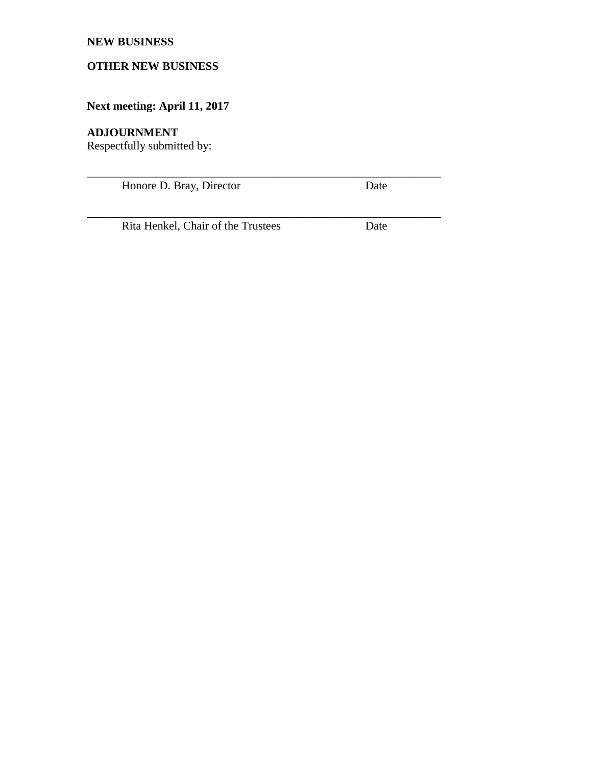**NEW BUSINESS**

**OTHER NEW BUSINESS**

**Next meeting: April 11, 2017**

**ADJOURNMENT**
Respectfully submitted by:

\_\_\_\_\_\_\_\_\_\_\_\_\_\_\_\_\_\_\_\_\_\_\_\_\_\_\_\_\_\_\_\_\_\_\_\_\_\_\_\_\_\_\_\_\_\_\_\_\_\_\_\_\_\_\_\_\_\_\_\_\_\_
Honore D. Bray, Director Date

\_\_\_\_\_\_\_\_\_\_\_\_\_\_\_\_\_\_\_\_\_\_\_\_\_\_\_\_\_\_\_\_\_\_\_\_\_\_\_\_\_\_\_\_\_\_\_\_\_\_\_\_\_\_\_\_\_\_\_\_\_\_
Rita Henkel, Chair of the Trustees Date